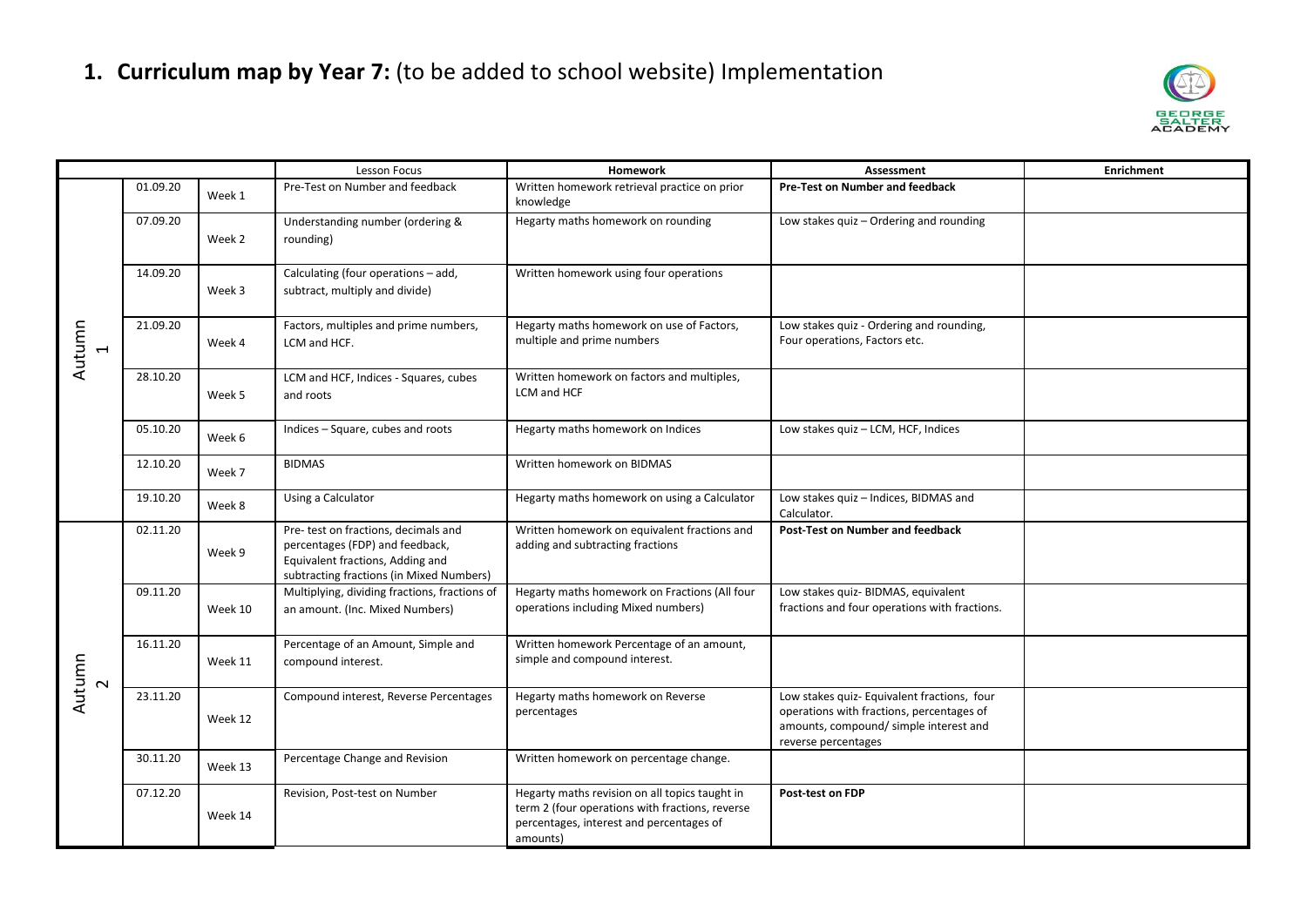# 1. **Curriculum map by Year 7:** (to be added to school website) Implementation

| | | | Lesson Focus | **Homework** | **Assessment** | **Enrichment** |
|---|---|---|---|---|---|---|
| Autumn 1 | 01.09.20 | Week 1 | Pre-Test on Number and feedback | Written homework retrieval practice on prior knowledge | **Pre-Test on Number and feedback** | |
| | 07.09.20 | Week 2 | Understanding number (ordering & rounding) | Hegarty maths homework on rounding | Low stakes quiz – Ordering and rounding | |
| | 14.09.20 | Week 3 | Calculating (four operations – add, subtract, multiply and divide) | Written homework using four operations | | |
| | 21.09.20 | Week 4 | Factors, multiples and prime numbers, LCM and HCF. | Hegarty maths homework on use of Factors, multiple and prime numbers | Low stakes quiz - Ordering and rounding, Four operations, Factors etc. | |
| | 28.10.20 | Week 5 | LCM and HCF, Indices - Squares, cubes and roots | Written homework on factors and multiples, LCM and HCF | | |
| | 05.10.20 | Week 6 | Indices – Square, cubes and roots | Hegarty maths homework on Indices | Low stakes quiz – LCM, HCF, Indices | |
| | 12.10.20 | Week 7 | BIDMAS | Written homework on BIDMAS | | |
| | 19.10.20 | Week 8 | Using a Calculator | Hegarty maths homework on using a Calculator | Low stakes quiz – Indices, BIDMAS and Calculator. | |
| Autumn 2 | 02.11.20 | Week 9 | Pre- test on fractions, decimals and percentages (FDP) and feedback, Equivalent fractions, Adding and subtracting fractions (in Mixed Numbers) | Written homework on equivalent fractions and adding and subtracting fractions | **Post-Test on Number and feedback** | |
| | 09.11.20 | Week 10 | Multiplying, dividing fractions, fractions of an amount. (Inc. Mixed Numbers) | Hegarty maths homework on Fractions (All four operations including Mixed numbers) | Low stakes quiz- BIDMAS, equivalent fractions and four operations with fractions. | |
| | 16.11.20 | Week 11 | Percentage of an Amount, Simple and compound interest. | Written homework Percentage of an amount, simple and compound interest. | | |
| | 23.11.20 | Week 12 | Compound interest, Reverse Percentages | Hegarty maths homework on Reverse percentages | Low stakes quiz- Equivalent fractions, four operations with fractions, percentages of amounts, compound/ simple interest and reverse percentages | |
| | 30.11.20 | Week 13 | Percentage Change and Revision | Written homework on percentage change. | | |
| | 07.12.20 | Week 14 | Revision, Post-test on Number | Hegarty maths revision on all topics taught in term 2 (four operations with fractions, reverse percentages, interest and percentages of amounts) | **Post-test on FDP** | |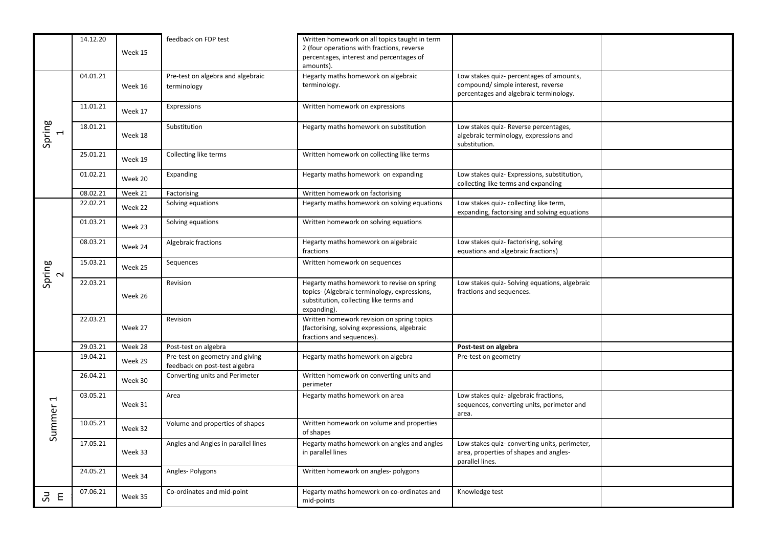| | | | | | | |
|---|---|---|---|---|---|---|
| | 14.12.20 | Week 15 | feedback on FDP test | Written homework on all topics taught in term 2 (four operations with fractions, reverse percentages, interest and percentages of amounts). | | |
| Spring 1 | 04.01.21 | Week 16 | Pre-test on algebra and algebraic terminology | Hegarty maths homework on algebraic terminology. | Low stakes quiz- percentages of amounts, compound/ simple interest, reverse percentages and algebraic terminology. | |
| | 11.01.21 | Week 17 | Expressions | Written homework on expressions | | |
| | 18.01.21 | Week 18 | Substitution | Hegarty maths homework on substitution | Low stakes quiz- Reverse percentages, algebraic terminology, expressions and substitution. | |
| | 25.01.21 | Week 19 | Collecting like terms | Written homework on collecting like terms | | |
| | 01.02.21 | Week 20 | Expanding | Hegarty maths homework on expanding | Low stakes quiz- Expressions, substitution, collecting like terms and expanding | |
| | 08.02.21 | Week 21 | Factorising | Written homework on factorising | | |
| Spring 2 | 22.02.21 | Week 22 | Solving equations | Hegarty maths homework on solving equations | Low stakes quiz- collecting like term, expanding, factorising and solving equations | |
| | 01.03.21 | Week 23 | Solving equations | Written homework on solving equations | | |
| | 08.03.21 | Week 24 | Algebraic fractions | Hegarty maths homework on algebraic fractions | Low stakes quiz- factorising, solving equations and algebraic fractions) | |
| | 15.03.21 | Week 25 | Sequences | Written homework on sequences | | |
| | 22.03.21 | Week 26 | Revision | Hegarty maths homework to revise on spring topics- (Algebraic terminology, expressions, substitution, collecting like terms and expanding). | Low stakes quiz- Solving equations, algebraic fractions and sequences. | |
| | 22.03.21 | Week 27 | Revision | Written homework revision on spring topics (factorising, solving expressions, algebraic fractions and sequences). | | |
| | 29.03.21 | Week 28 | Post-test on algebra | | **Post-test on algebra** | |
| Summer 1 | 19.04.21 | Week 29 | Pre-test on geometry and giving feedback on post-test algebra | Hegarty maths homework on algebra | Pre-test on geometry | |
| | 26.04.21 | Week 30 | Converting units and Perimeter | Written homework on converting units and perimeter | | |
| | 03.05.21 | Week 31 | Area | Hegarty maths homework on area | Low stakes quiz- algebraic fractions, sequences, converting units, perimeter and area. | |
| | 10.05.21 | Week 32 | Volume and properties of shapes | Written homework on volume and properties of shapes | | |
| | 17.05.21 | Week 33 | Angles and Angles in parallel lines | Hegarty maths homework on angles and angles in parallel lines | Low stakes quiz- converting units, perimeter, area, properties of shapes and angles- parallel lines. | |
| | 24.05.21 | Week 34 | Angles- Polygons | Written homework on angles- polygons | | |
| Sum | 07.06.21 | Week 35 | Co-ordinates and mid-point | Hegarty maths homework on co-ordinates and mid-points | Knowledge test | |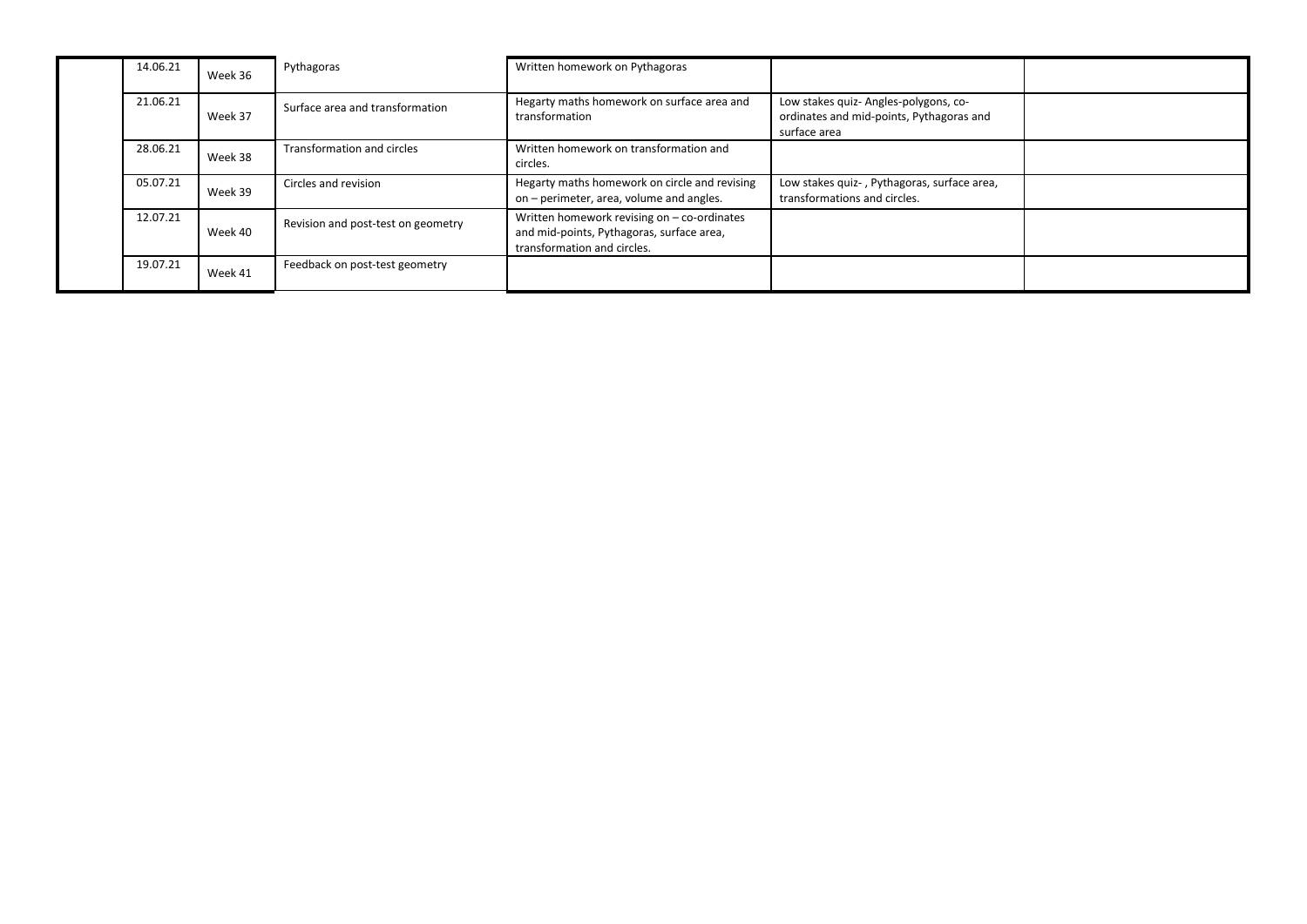| | | | | | | |
|---|---|---|---|---|---|---|
| | 14.06.21 | Week 36 | Pythagoras | Written homework on Pythagoras | | |
| | 21.06.21 | Week 37 | Surface area and transformation | Hegarty maths homework on surface area and transformation | Low stakes quiz- Angles-polygons, co-ordinates and mid-points, Pythagoras and surface area | |
| | 28.06.21 | Week 38 | Transformation and circles | Written homework on transformation and circles. | | |
| | 05.07.21 | Week 39 | Circles and revision | Hegarty maths homework on circle and revising on – perimeter, area, volume and angles. | Low stakes quiz- , Pythagoras, surface area, transformations and circles. | |
| | 12.07.21 | Week 40 | Revision and post-test on geometry | Written homework revising on – co-ordinates and mid-points, Pythagoras, surface area, transformation and circles. | | |
| | 19.07.21 | Week 41 | Feedback on post-test geometry | | | |